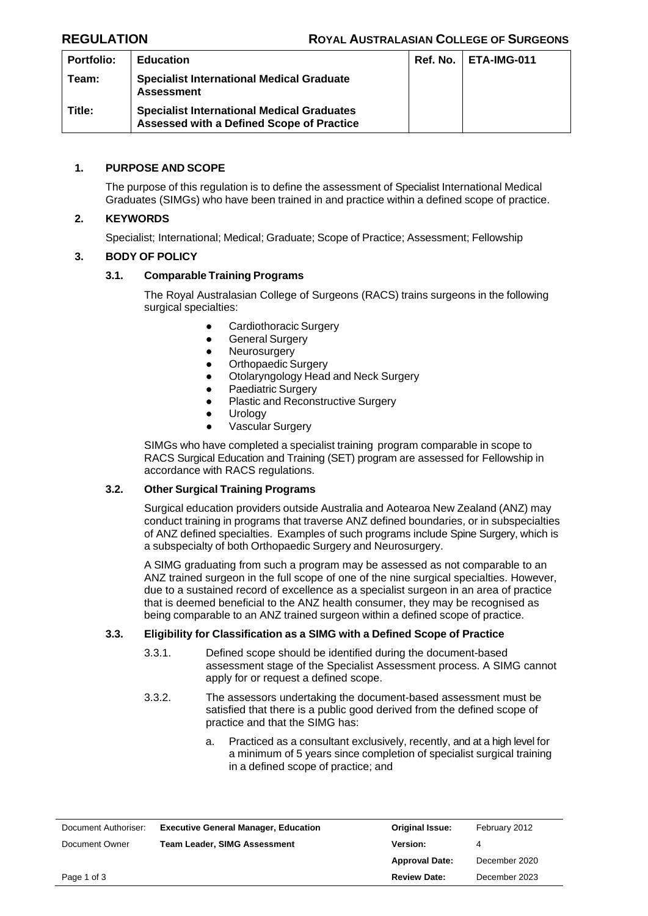**REGULATION** **ROYAL AUSTRALASIAN COLLEGE OF SURGEONS**

| Portfolio: | Education | Ref. No. | ETA-IMG-011 |
|---|---|---|---|
| Team: | Specialist International Medical Graduate Assessment | | |
| Title: | Specialist International Medical Graduates Assessed with a Defined Scope of Practice | | |

## 1. PURPOSE AND SCOPE

The purpose of this regulation is to define the assessment of Specialist International Medical Graduates (SIMGs) who have been trained in and practice within a defined scope of practice.

## 2. KEYWORDS

Specialist; International; Medical; Graduate; Scope of Practice; Assessment; Fellowship

## 3. BODY OF POLICY

### 3.1. Comparable Training Programs

The Royal Australasian College of Surgeons (RACS) trains surgeons in the following surgical specialties:

- Cardiothoracic Surgery
- General Surgery
- Neurosurgery
- Orthopaedic Surgery
- Otolaryngology Head and Neck Surgery
- Paediatric Surgery
- Plastic and Reconstructive Surgery
- Urology
- Vascular Surgery

SIMGs who have completed a specialist training program comparable in scope to RACS Surgical Education and Training (SET) program are assessed for Fellowship in accordance with RACS regulations.

### 3.2. Other Surgical Training Programs

Surgical education providers outside Australia and Aotearoa New Zealand (ANZ) may conduct training in programs that traverse ANZ defined boundaries, or in subspecialties of ANZ defined specialties. Examples of such programs include Spine Surgery, which is a subspecialty of both Orthopaedic Surgery and Neurosurgery.

A SIMG graduating from such a program may be assessed as not comparable to an ANZ trained surgeon in the full scope of one of the nine surgical specialties. However, due to a sustained record of excellence as a specialist surgeon in an area of practice that is deemed beneficial to the ANZ health consumer, they may be recognised as being comparable to an ANZ trained surgeon within a defined scope of practice.

### 3.3. Eligibility for Classification as a SIMG with a Defined Scope of Practice

3.3.1. Defined scope should be identified during the document-based assessment stage of the Specialist Assessment process. A SIMG cannot apply for or request a defined scope.

3.3.2. The assessors undertaking the document-based assessment must be satisfied that there is a public good derived from the defined scope of practice and that the SIMG has:

a. Practiced as a consultant exclusively, recently, and at a high level for a minimum of 5 years since completion of specialist surgical training in a defined scope of practice; and

| Document Authoriser: | Executive General Manager, Education | Original Issue: | February 2012 |
|---|---|---|---|
| Document Owner | Team Leader, SIMG Assessment | Version: | 4 |
| | | Approval Date: | December 2020 |
| | | Review Date: | December 2023 |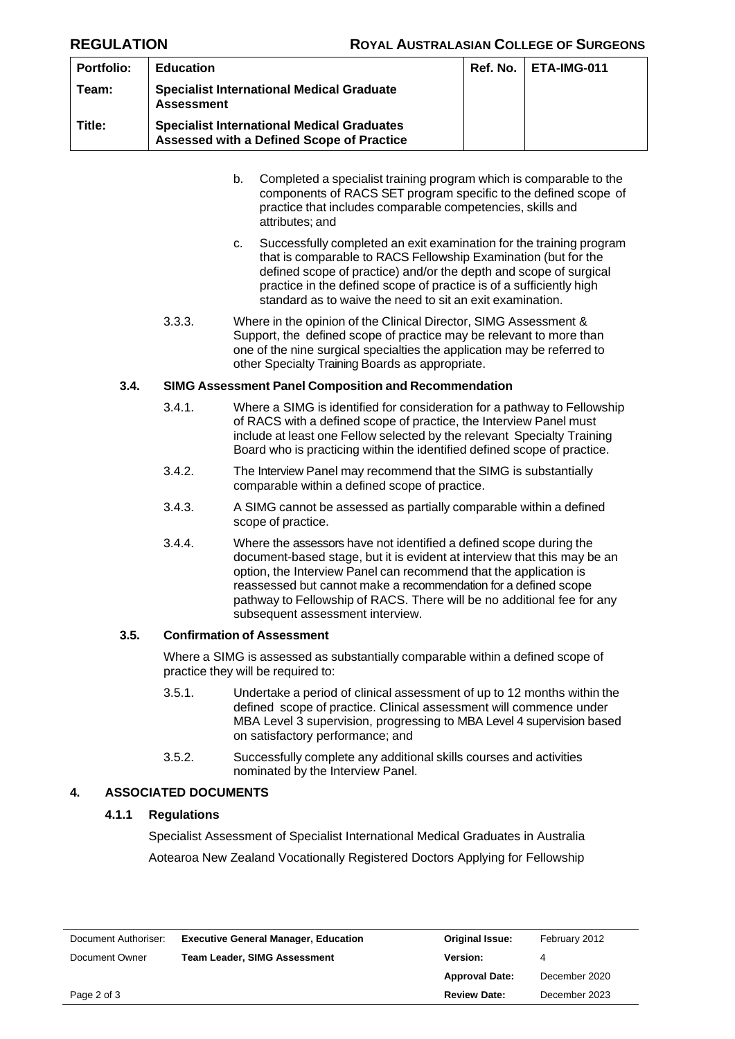b. Completed a specialist training program which is comparable to the components of RACS SET program specific to the defined scope of practice that includes comparable competencies, skills and attributes; and

c. Successfully completed an exit examination for the training program that is comparable to RACS Fellowship Examination (but for the defined scope of practice) and/or the depth and scope of surgical practice in the defined scope of practice is of a sufficiently high standard as to waive the need to sit an exit examination.

3.3.3. Where in the opinion of the Clinical Director, SIMG Assessment & Support, the defined scope of practice may be relevant to more than one of the nine surgical specialties the application may be referred to other Specialty Training Boards as appropriate.

### 3.4. SIMG Assessment Panel Composition and Recommendation

3.4.1. Where a SIMG is identified for consideration for a pathway to Fellowship of RACS with a defined scope of practice, the Interview Panel must include at least one Fellow selected by the relevant Specialty Training Board who is practicing within the identified defined scope of practice.

3.4.2. The Interview Panel may recommend that the SIMG is substantially comparable within a defined scope of practice.

3.4.3. A SIMG cannot be assessed as partially comparable within a defined scope of practice.

3.4.4. Where the assessors have not identified a defined scope during the document-based stage, but it is evident at interview that this may be an option, the Interview Panel can recommend that the application is reassessed but cannot make a recommendation for a defined scope pathway to Fellowship of RACS. There will be no additional fee for any subsequent assessment interview.

### 3.5. Confirmation of Assessment

Where a SIMG is assessed as substantially comparable within a defined scope of practice they will be required to:

3.5.1. Undertake a period of clinical assessment of up to 12 months within the defined scope of practice. Clinical assessment will commence under MBA Level 3 supervision, progressing to MBA Level 4 supervision based on satisfactory performance; and

3.5.2. Successfully complete any additional skills courses and activities nominated by the Interview Panel.

## 4. ASSOCIATED DOCUMENTS

### 4.1.1 Regulations

Specialist Assessment of Specialist International Medical Graduates in Australia

Aotearoa New Zealand Vocationally Registered Doctors Applying for Fellowship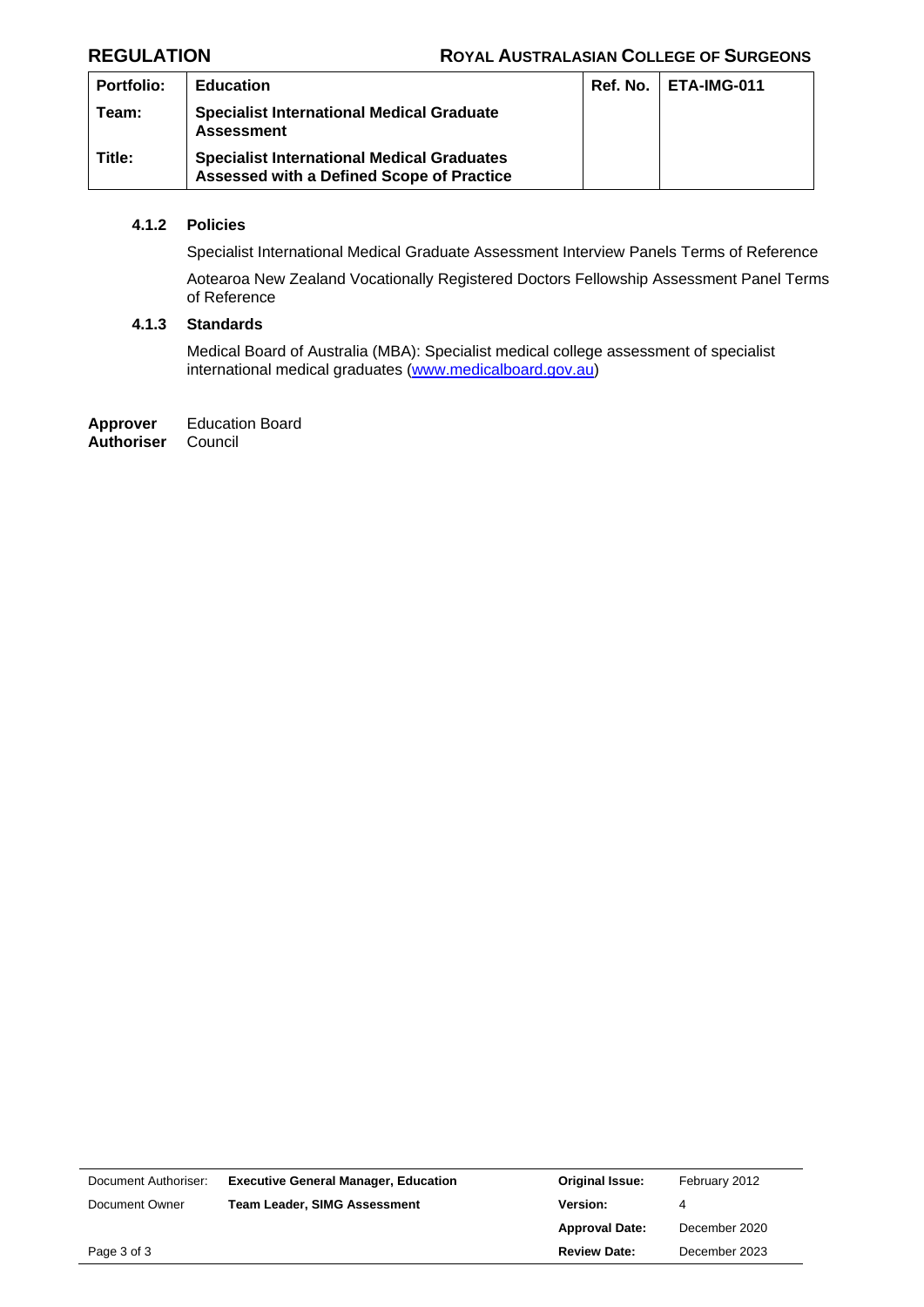#### 4.1.2 Policies

Specialist International Medical Graduate Assessment Interview Panels Terms of Reference

Aotearoa New Zealand Vocationally Registered Doctors Fellowship Assessment Panel Terms of Reference

#### 4.1.3 Standards

Medical Board of Australia (MBA): Specialist medical college assessment of specialist international medical graduates (www.medicalboard.gov.au)

**Approver** Education Board
**Authoriser** Council